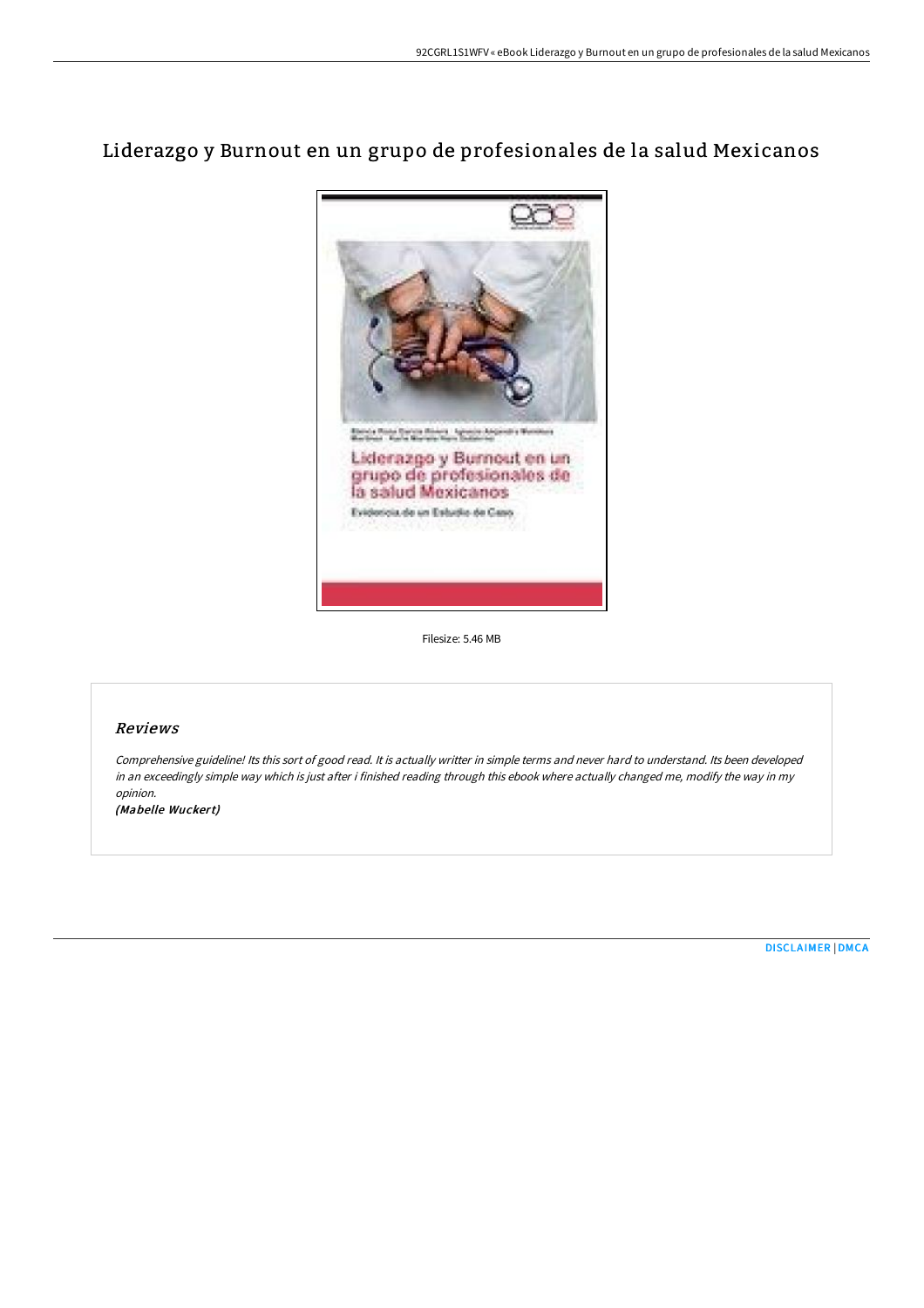# Liderazgo y Burnout en un grupo de profesionales de la salud Mexicanos

Filesize: 5.46 MB

## Reviews

*Comprehensive guideline! Its this sort of good read. It is actually writter in simple terms and never hard to understand. Its been developed in an exceedingly simple way which is just after i finished reading through this ebook where actually changed me, modify the way in my opinion.*

***(Mabelle Wuckert)***

DISCLAIMER | DMCA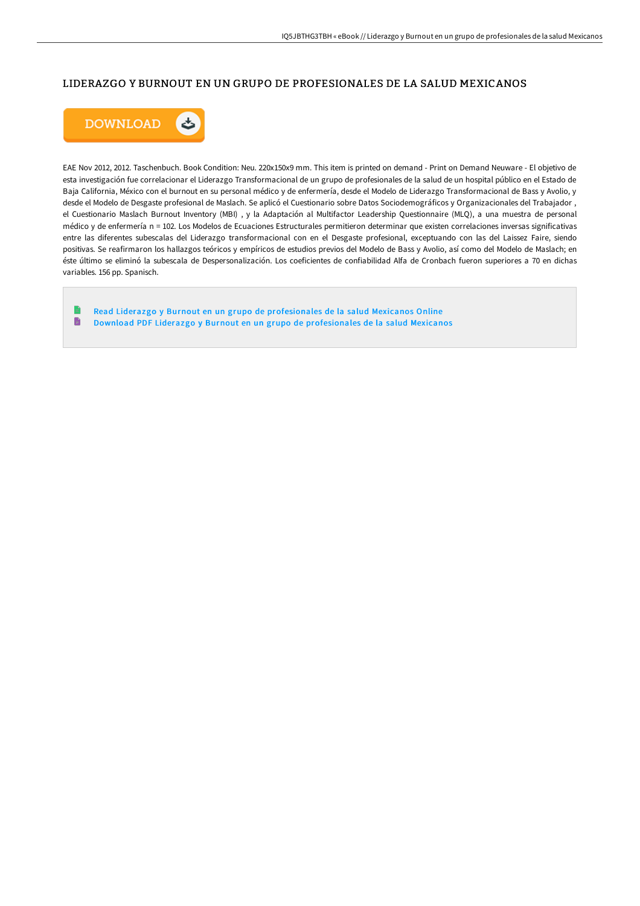# LIDERAZGO Y BURNOUT EN UN GRUPO DE PROFESIONALES DE LA SALUD MEXICANOS

EAE Nov 2012, 2012. Taschenbuch. Book Condition: Neu. 220x150x9 mm. This item is printed on demand - Print on Demand Neuware - El objetivo de esta investigación fue correlacionar el Liderazgo Transformacional de un grupo de profesionales de la salud de un hospital público en el Estado de Baja California, México con el burnout en su personal médico y de enfermería, desde el Modelo de Liderazgo Transformacional de Bass y Avolio, y desde el Modelo de Desgaste profesional de Maslach. Se aplicó el Cuestionario sobre Datos Sociodemográficos y Organizacionales del Trabajador , el Cuestionario Maslach Burnout Inventory (MBI) , y la Adaptación al Multifactor Leadership Questionnaire (MLQ), a una muestra de personal médico y de enfermería n = 102. Los Modelos de Ecuaciones Estructurales permitieron determinar que existen correlaciones inversas significativas entre las diferentes subescalas del Liderazgo transformacional con en el Desgaste profesional, exceptuando con las del Laissez Faire, siendo positivas. Se reafirmaron los hallazgos teóricos y empíricos de estudios previos del Modelo de Bass y Avolio, así como del Modelo de Maslach; en éste último se eliminó la subescala de Despersonalización. Los coeficientes de confiabilidad Alfa de Cronbach fueron superiores a 70 en dichas variables. 156 pp. Spanisch.

- Read Liderazgo y Burnout en un grupo de profesionales de la salud Mexicanos Online
- Download PDF Liderazgo y Burnout en un grupo de profesionales de la salud Mexicanos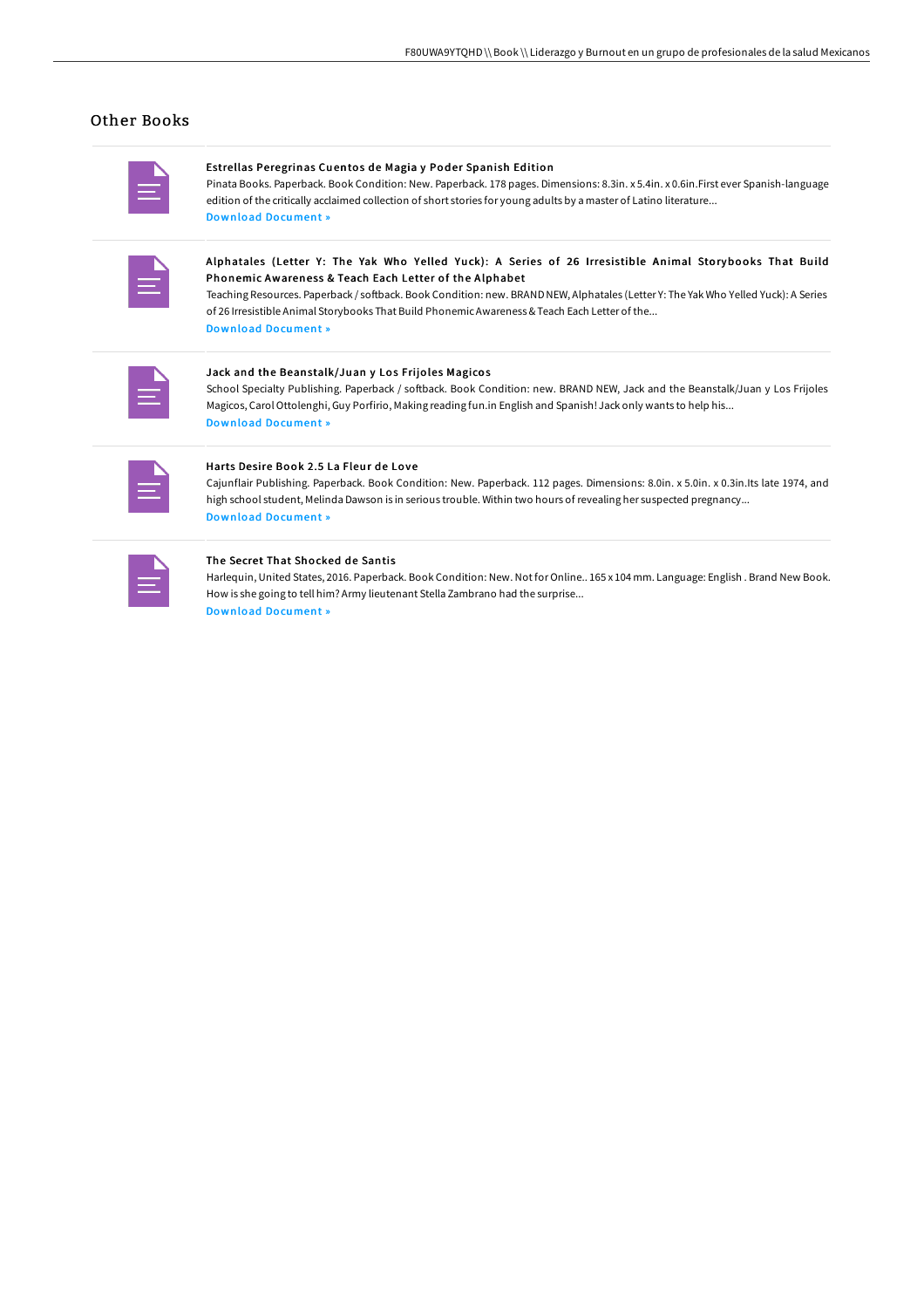## Other Books

### Estrellas Peregrinas Cuentos de Magia y Poder Spanish Edition

Pinata Books. Paperback. Book Condition: New. Paperback. 178 pages. Dimensions: 8.3in. x 5.4in. x 0.6in.First ever Spanish-language edition of the critically acclaimed collection of short stories for young adults by a master of Latino literature...

Download Document »

### Alphatales (Letter Y: The Yak Who Yelled Yuck): A Series of 26 Irresistible Animal Storybooks That Build Phonemic Awareness & Teach Each Letter of the Alphabet

Teaching Resources. Paperback / softback. Book Condition: new. BRAND NEW, Alphatales (Letter Y: The Yak Who Yelled Yuck): A Series of 26 Irresistible Animal Storybooks That Build Phonemic Awareness & Teach Each Letter of the...

Download Document »

### Jack and the Beanstalk/Juan y Los Frijoles Magicos

School Specialty Publishing. Paperback / softback. Book Condition: new. BRAND NEW, Jack and the Beanstalk/Juan y Los Frijoles Magicos, Carol Ottolenghi, Guy Porfirio, Making reading fun.in English and Spanish! Jack only wants to help his...

Download Document »

### Harts Desire Book 2.5 La Fleur de Love

Cajunflair Publishing. Paperback. Book Condition: New. Paperback. 112 pages. Dimensions: 8.0in. x 5.0in. x 0.3in.Its late 1974, and high school student, Melinda Dawson is in serious trouble. Within two hours of revealing her suspected pregnancy...

Download Document »

### The Secret That Shocked de Santis

Harlequin, United States, 2016. Paperback. Book Condition: New. Not for Online.. 165 x 104 mm. Language: English . Brand New Book. How is she going to tell him? Army lieutenant Stella Zambrano had the surprise...

Download Document »